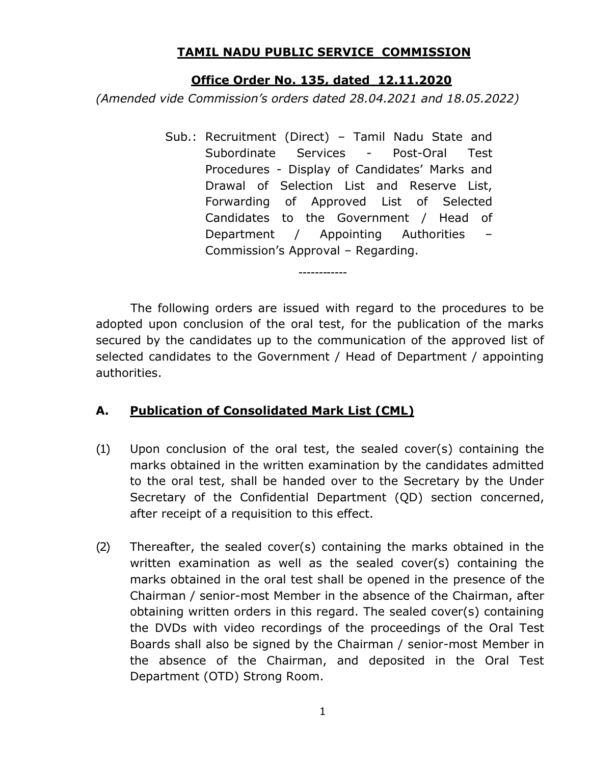# TAMIL NADU PUBLIC SERVICE COMMISSION

## Office Order No. 135, dated 12.11.2020

*(Amended vide Commission's orders dated 28.04.2021 and 18.05.2022)*

Sub.: Recruitment (Direct) – Tamil Nadu State and Subordinate Services - Post-Oral Test Procedures - Display of Candidates' Marks and Drawal of Selection List and Reserve List, Forwarding of Approved List of Selected Candidates to the Government / Head of Department / Appointing Authorities – Commission's Approval – Regarding.

------------

The following orders are issued with regard to the procedures to be adopted upon conclusion of the oral test, for the publication of the marks secured by the candidates up to the communication of the approved list of selected candidates to the Government / Head of Department / appointing authorities.

### A. Publication of Consolidated Mark List (CML)

(1) Upon conclusion of the oral test, the sealed cover(s) containing the marks obtained in the written examination by the candidates admitted to the oral test, shall be handed over to the Secretary by the Under Secretary of the Confidential Department (QD) section concerned, after receipt of a requisition to this effect.

(2) Thereafter, the sealed cover(s) containing the marks obtained in the written examination as well as the sealed cover(s) containing the marks obtained in the oral test shall be opened in the presence of the Chairman / senior-most Member in the absence of the Chairman, after obtaining written orders in this regard. The sealed cover(s) containing the DVDs with video recordings of the proceedings of the Oral Test Boards shall also be signed by the Chairman / senior-most Member in the absence of the Chairman, and deposited in the Oral Test Department (OTD) Strong Room.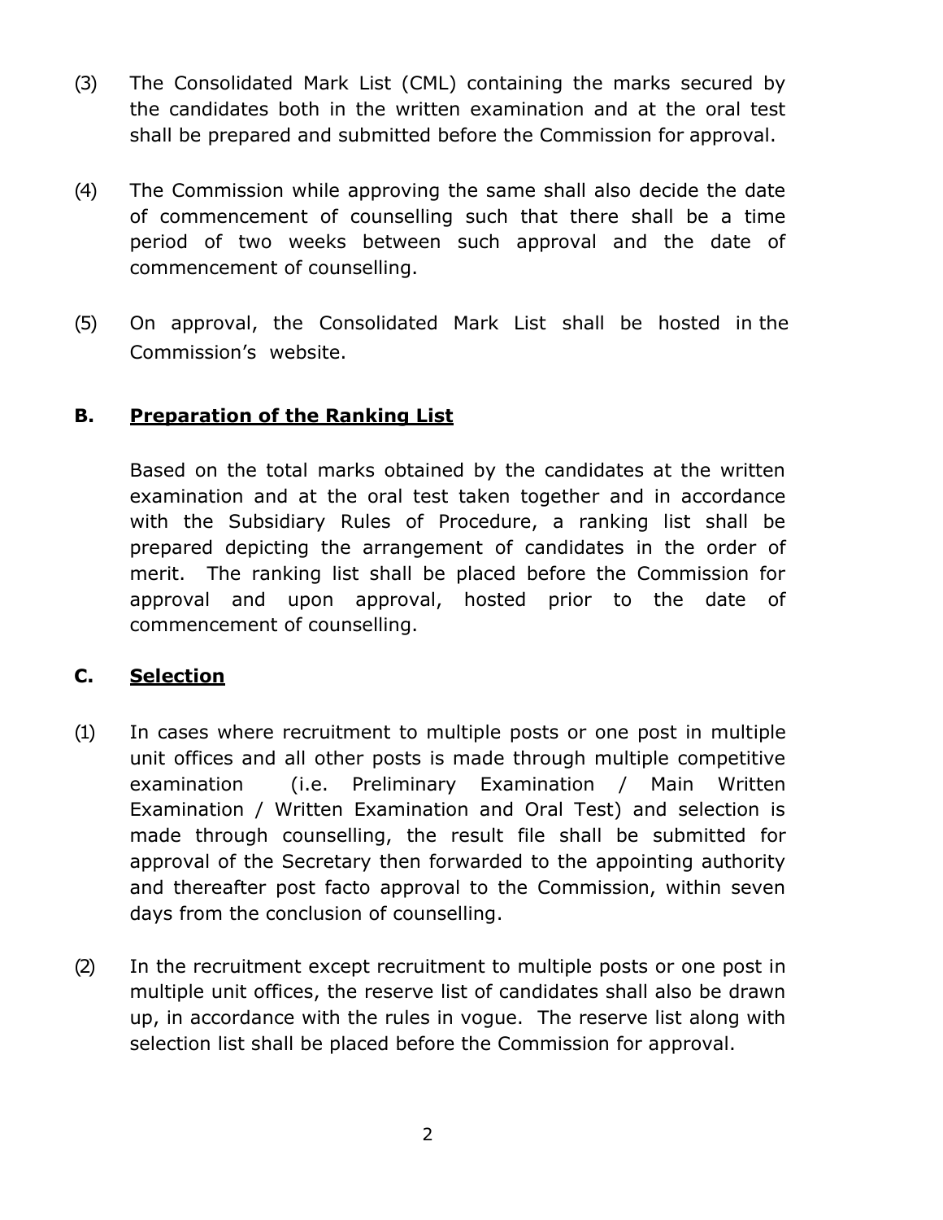(3) The Consolidated Mark List (CML) containing the marks secured by the candidates both in the written examination and at the oral test shall be prepared and submitted before the Commission for approval.

(4) The Commission while approving the same shall also decide the date of commencement of counselling such that there shall be a time period of two weeks between such approval and the date of commencement of counselling.

(5) On approval, the Consolidated Mark List shall be hosted in the Commission's website.

## B. Preparation of the Ranking List

Based on the total marks obtained by the candidates at the written examination and at the oral test taken together and in accordance with the Subsidiary Rules of Procedure, a ranking list shall be prepared depicting the arrangement of candidates in the order of merit. The ranking list shall be placed before the Commission for approval and upon approval, hosted prior to the date of commencement of counselling.

## C. Selection

(1) In cases where recruitment to multiple posts or one post in multiple unit offices and all other posts is made through multiple competitive examination (i.e. Preliminary Examination / Main Written Examination / Written Examination and Oral Test) and selection is made through counselling, the result file shall be submitted for approval of the Secretary then forwarded to the appointing authority and thereafter post facto approval to the Commission, within seven days from the conclusion of counselling.

(2) In the recruitment except recruitment to multiple posts or one post in multiple unit offices, the reserve list of candidates shall also be drawn up, in accordance with the rules in vogue. The reserve list along with selection list shall be placed before the Commission for approval.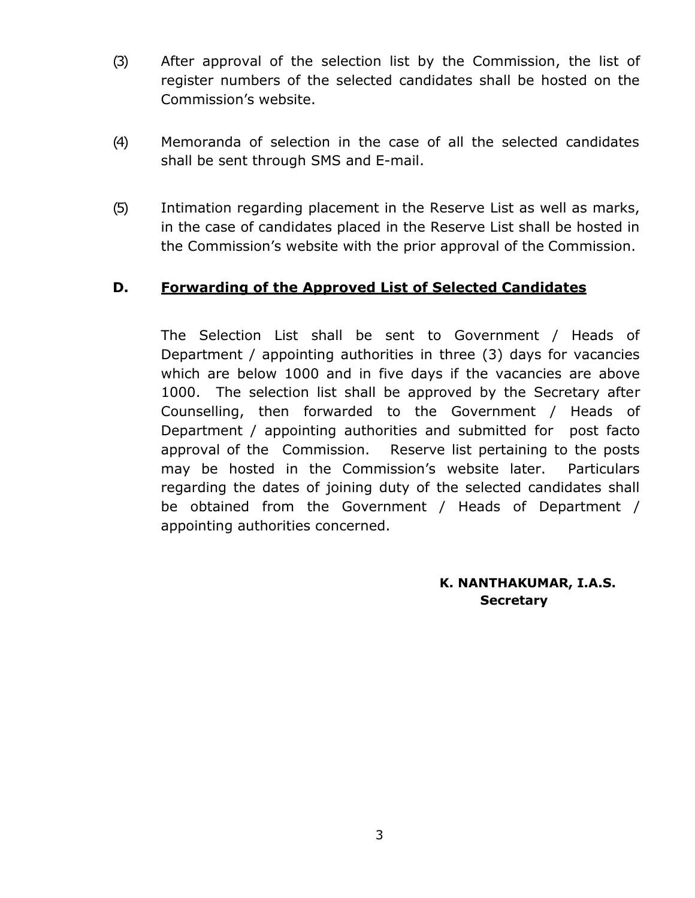(3) After approval of the selection list by the Commission, the list of register numbers of the selected candidates shall be hosted on the Commission's website.

(4) Memoranda of selection in the case of all the selected candidates shall be sent through SMS and E-mail.

(5) Intimation regarding placement in the Reserve List as well as marks, in the case of candidates placed in the Reserve List shall be hosted in the Commission's website with the prior approval of the Commission.

**D. <u>Forwarding of the Approved List of Selected Candidates</u>**

The Selection List shall be sent to Government / Heads of Department / appointing authorities in three (3) days for vacancies which are below 1000 and in five days if the vacancies are above 1000. The selection list shall be approved by the Secretary after Counselling, then forwarded to the Government / Heads of Department / appointing authorities and submitted for post facto approval of the Commission. Reserve list pertaining to the posts may be hosted in the Commission's website later. Particulars regarding the dates of joining duty of the selected candidates shall be obtained from the Government / Heads of Department / appointing authorities concerned.

**K. NANTHAKUMAR, I.A.S.**
**Secretary**